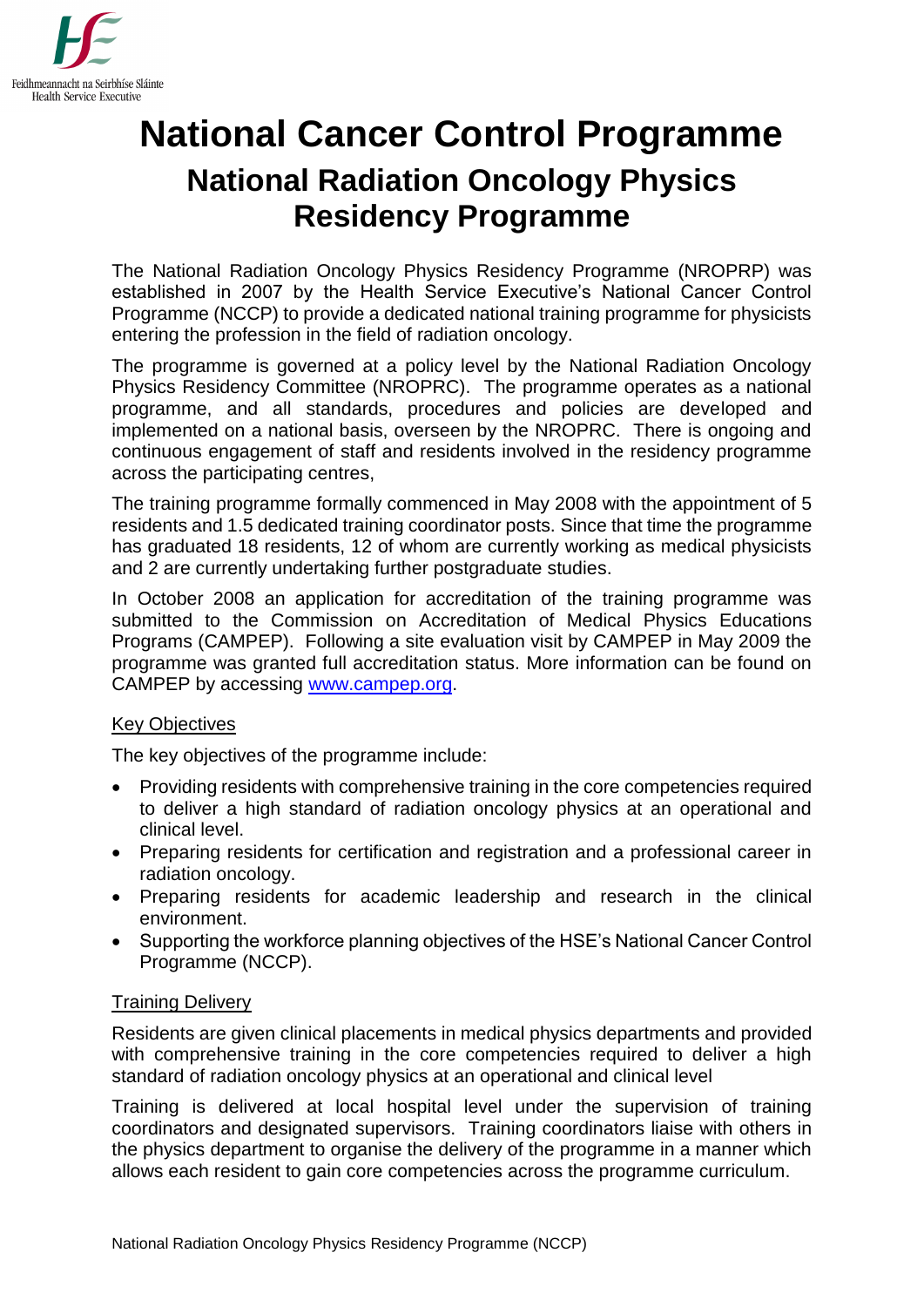# National Cancer Control Programme

## National Radiation Oncology Physics Residency Programme

The National Radiation Oncology Physics Residency Programme (NROPRP) was established in 2007 by the Health Service Executive's National Cancer Control Programme (NCCP) to provide a dedicated national training programme for physicists entering the profession in the field of radiation oncology.

The programme is governed at a policy level by the National Radiation Oncology Physics Residency Committee (NROPRC). The programme operates as a national programme, and all standards, procedures and policies are developed and implemented on a national basis, overseen by the NROPRC. There is ongoing and continuous engagement of staff and residents involved in the residency programme across the participating centres,

The training programme formally commenced in May 2008 with the appointment of 5 residents and 1.5 dedicated training coordinator posts. Since that time the programme has graduated 18 residents, 12 of whom are currently working as medical physicists and 2 are currently undertaking further postgraduate studies.

In October 2008 an application for accreditation of the training programme was submitted to the Commission on Accreditation of Medical Physics Educations Programs (CAMPEP). Following a site evaluation visit by CAMPEP in May 2009 the programme was granted full accreditation status. More information can be found on CAMPEP by accessing [www.campep.org](http://www.campep.org).

### Key Objectives

The key objectives of the programme include:

- Providing residents with comprehensive training in the core competencies required to deliver a high standard of radiation oncology physics at an operational and clinical level.
- Preparing residents for certification and registration and a professional career in radiation oncology.
- Preparing residents for academic leadership and research in the clinical environment.
- Supporting the workforce planning objectives of the HSE's National Cancer Control Programme (NCCP).

### Training Delivery

Residents are given clinical placements in medical physics departments and provided with comprehensive training in the core competencies required to deliver a high standard of radiation oncology physics at an operational and clinical level

Training is delivered at local hospital level under the supervision of training coordinators and designated supervisors. Training coordinators liaise with others in the physics department to organise the delivery of the programme in a manner which allows each resident to gain core competencies across the programme curriculum.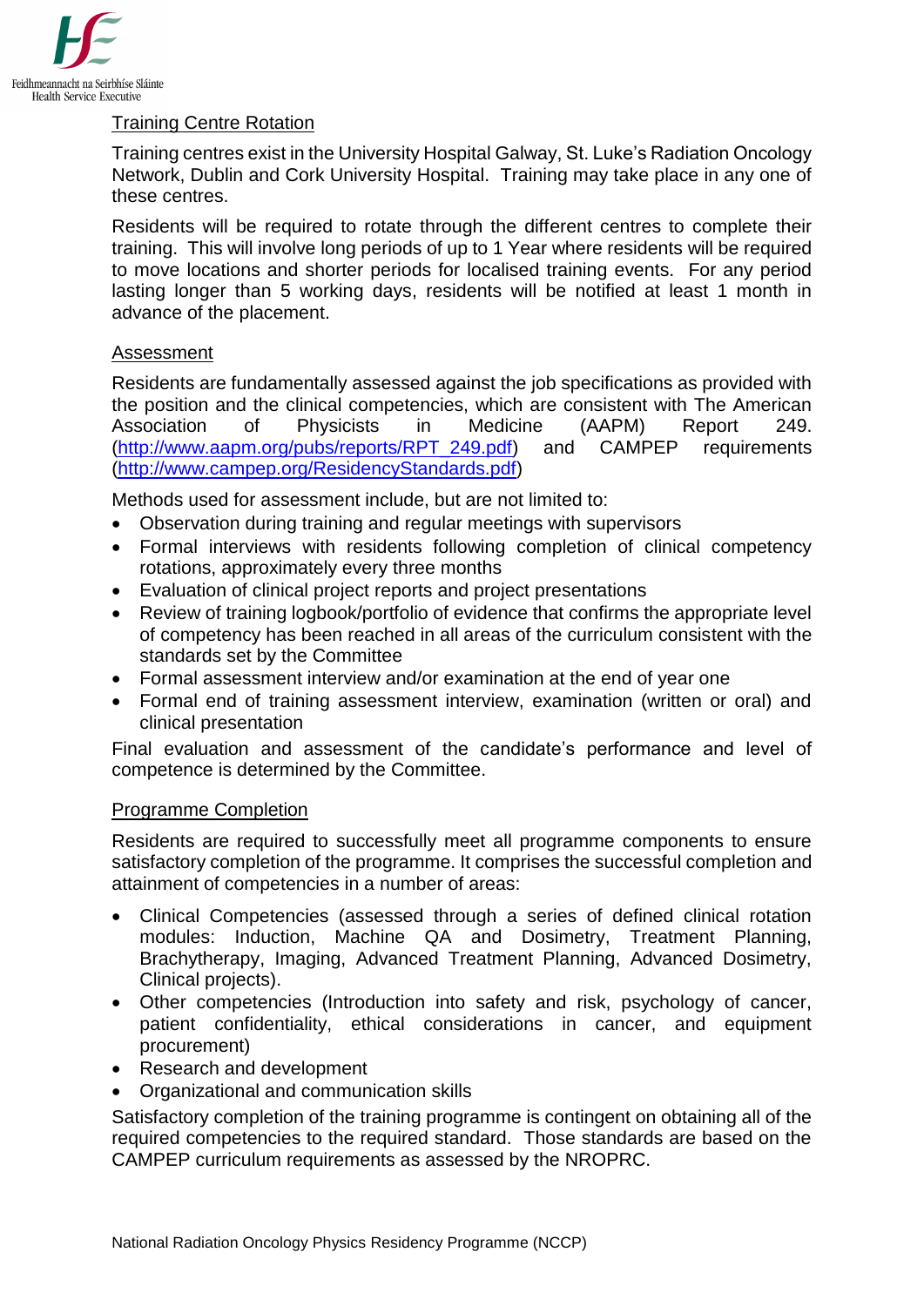## Training Centre Rotation

Training centres exist in the University Hospital Galway, St. Luke's Radiation Oncology Network, Dublin and Cork University Hospital. Training may take place in any one of these centres.

Residents will be required to rotate through the different centres to complete their training. This will involve long periods of up to 1 Year where residents will be required to move locations and shorter periods for localised training events. For any period lasting longer than 5 working days, residents will be notified at least 1 month in advance of the placement.

## Assessment

Residents are fundamentally assessed against the job specifications as provided with the position and the clinical competencies, which are consistent with The American Association of Physicists in Medicine (AAPM) Report 249. (http://www.aapm.org/pubs/reports/RPT_249.pdf) and CAMPEP requirements (http://www.campep.org/ResidencyStandards.pdf)

Methods used for assessment include, but are not limited to:

- Observation during training and regular meetings with supervisors
- Formal interviews with residents following completion of clinical competency rotations, approximately every three months
- Evaluation of clinical project reports and project presentations
- Review of training logbook/portfolio of evidence that confirms the appropriate level of competency has been reached in all areas of the curriculum consistent with the standards set by the Committee
- Formal assessment interview and/or examination at the end of year one
- Formal end of training assessment interview, examination (written or oral) and clinical presentation

Final evaluation and assessment of the candidate's performance and level of competence is determined by the Committee.

## Programme Completion

Residents are required to successfully meet all programme components to ensure satisfactory completion of the programme. It comprises the successful completion and attainment of competencies in a number of areas:

- Clinical Competencies (assessed through a series of defined clinical rotation modules: Induction, Machine QA and Dosimetry, Treatment Planning, Brachytherapy, Imaging, Advanced Treatment Planning, Advanced Dosimetry, Clinical projects).
- Other competencies (Introduction into safety and risk, psychology of cancer, patient confidentiality, ethical considerations in cancer, and equipment procurement)
- Research and development
- Organizational and communication skills

Satisfactory completion of the training programme is contingent on obtaining all of the required competencies to the required standard. Those standards are based on the CAMPEP curriculum requirements as assessed by the NROPRC.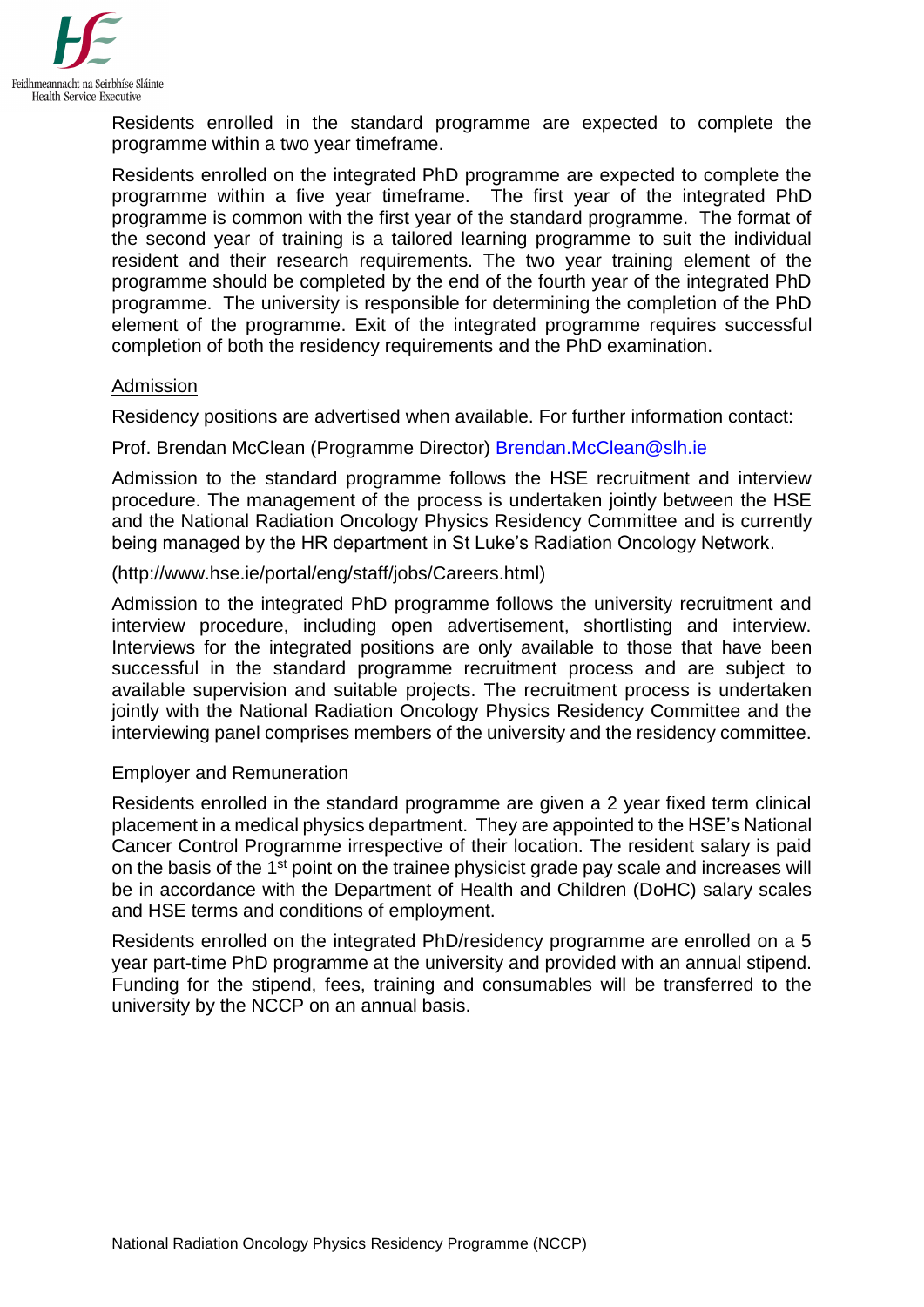Residents enrolled in the standard programme are expected to complete the programme within a two year timeframe.

Residents enrolled on the integrated PhD programme are expected to complete the programme within a five year timeframe. The first year of the integrated PhD programme is common with the first year of the standard programme. The format of the second year of training is a tailored learning programme to suit the individual resident and their research requirements. The two year training element of the programme should be completed by the end of the fourth year of the integrated PhD programme. The university is responsible for determining the completion of the PhD element of the programme. Exit of the integrated programme requires successful completion of both the residency requirements and the PhD examination.

## Admission

Residency positions are advertised when available. For further information contact:

Prof. Brendan McClean (Programme Director) Brendan.McClean@slh.ie

Admission to the standard programme follows the HSE recruitment and interview procedure. The management of the process is undertaken jointly between the HSE and the National Radiation Oncology Physics Residency Committee and is currently being managed by the HR department in St Luke's Radiation Oncology Network.

(http://www.hse.ie/portal/eng/staff/jobs/Careers.html)

Admission to the integrated PhD programme follows the university recruitment and interview procedure, including open advertisement, shortlisting and interview. Interviews for the integrated positions are only available to those that have been successful in the standard programme recruitment process and are subject to available supervision and suitable projects. The recruitment process is undertaken jointly with the National Radiation Oncology Physics Residency Committee and the interviewing panel comprises members of the university and the residency committee.

## Employer and Remuneration

Residents enrolled in the standard programme are given a 2 year fixed term clinical placement in a medical physics department. They are appointed to the HSE's National Cancer Control Programme irrespective of their location. The resident salary is paid on the basis of the 1st point on the trainee physicist grade pay scale and increases will be in accordance with the Department of Health and Children (DoHC) salary scales and HSE terms and conditions of employment.

Residents enrolled on the integrated PhD/residency programme are enrolled on a 5 year part-time PhD programme at the university and provided with an annual stipend. Funding for the stipend, fees, training and consumables will be transferred to the university by the NCCP on an annual basis.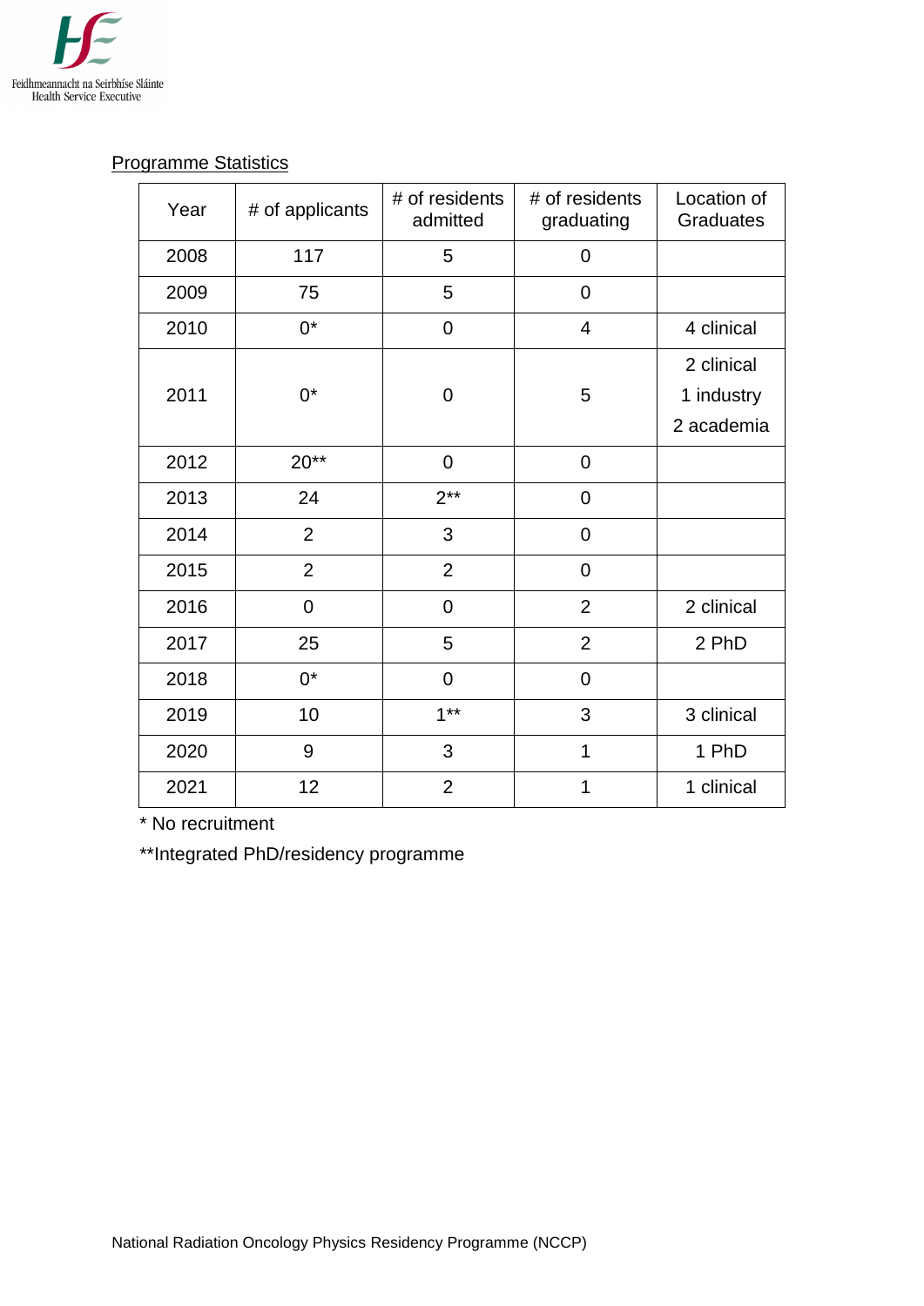Programme Statistics

| Year | # of applicants | # of residents admitted | # of residents graduating | Location of Graduates |
|---|---|---|---|---|
| 2008 | 117 | 5 | 0 | |
| 2009 | 75 | 5 | 0 | |
| 2010 | 0* | 0 | 4 | 4 clinical |
| 2011 | 0* | 0 | 5 | 2 clinical<br>1 industry<br>2 academia |
| 2012 | 20** | 0 | 0 | |
| 2013 | 24 | 2** | 0 | |
| 2014 | 2 | 3 | 0 | |
| 2015 | 2 | 2 | 0 | |
| 2016 | 0 | 0 | 2 | 2 clinical |
| 2017 | 25 | 5 | 2 | 2 PhD |
| 2018 | 0* | 0 | 0 | |
| 2019 | 10 | 1** | 3 | 3 clinical |
| 2020 | 9 | 3 | 1 | 1 PhD |
| 2021 | 12 | 2 | 1 | 1 clinical |

* No recruitment

**Integrated PhD/residency programme